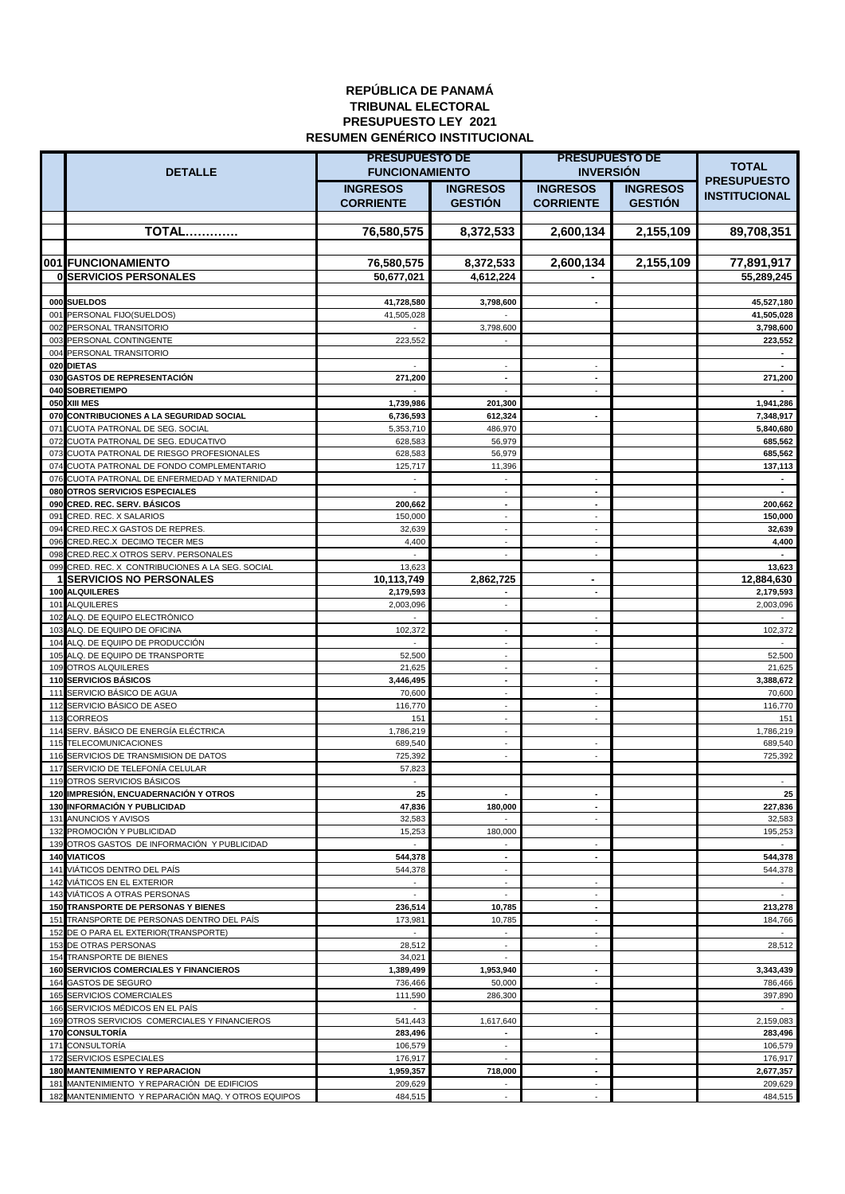**REPÚBLICA DE PANAMÁ**
**TRIBUNAL ELECTORAL**
**PRESUPUESTO LEY 2021**
**RESUMEN GENÉRICO INSTITUCIONAL**

| | DETALLE | PRESUPUESTO DE FUNCIONAMIENTO | | PRESUPUESTO DE INVERSIÓN | | TOTAL PRESUPUESTO INSTITUCIONAL |
|---|---|---|---|---|---|---|
| | | INGRESOS CORRIENTE | INGRESOS GESTIÓN | INGRESOS CORRIENTE | INGRESOS GESTIÓN | |
| | **TOTAL…………** | **76,580,575** | **8,372,533** | **2,600,134** | **2,155,109** | **89,708,351** |
| **001** | **FUNCIONAMIENTO** | **76,580,575** | **8,372,533** | **2,600,134** | **2,155,109** | **77,891,917** |
| **0** | **SERVICIOS PERSONALES** | **50,677,021** | **4,612,224** | **-** | | **55,289,245** |
| **000** | **SUELDOS** | **41,728,580** | **3,798,600** | **-** | | **45,527,180** |
| 001 | PERSONAL FIJO(SUELDOS) | 41,505,028 | - | | | **41,505,028** |
| 002 | PERSONAL TRANSITORIO | - | 3,798,600 | | | **3,798,600** |
| 003 | PERSONAL CONTINGENTE | 223,552 | - | | | **223,552** |
| 004 | PERSONAL TRANSITORIO | | | | | **-** |
| **020** | **DIETAS** | - | - | - | | **-** |
| **030** | **GASTOS DE REPRESENTACIÓN** | **271,200** | **-** | **-** | | **271,200** |
| **040** | **SOBRETIEMPO** | - | - | - | | **-** |
| **050** | **XIII MES** | **1,739,986** | **201,300** | | | **1,941,286** |
| **070** | **CONTRIBUCIONES A LA SEGURIDAD SOCIAL** | **6,736,593** | **612,324** | **-** | | **7,348,917** |
| 071 | CUOTA PATRONAL DE SEG. SOCIAL | 5,353,710 | 486,970 | | | **5,840,680** |
| 072 | CUOTA PATRONAL DE SEG. EDUCATIVO | 628,583 | 56,979 | | | **685,562** |
| 073 | CUOTA PATRONAL DE RIESGO PROFESIONALES | 628,583 | 56,979 | | | **685,562** |
| 074 | CUOTA PATRONAL DE FONDO COMPLEMENTARIO | 125,717 | 11,396 | | | **137,113** |
| 076 | CUOTA PATRONAL DE ENFERMEDAD Y MATERNIDAD | - | - | - | | **-** |
| **080** | **OTROS SERVICIOS ESPECIALES** | - | - | **-** | | **-** |
| **090** | **CRED. REC. SERV. BÁSICOS** | **200,662** | **-** | **-** | | **200,662** |
| 091 | CRED. REC. X SALARIOS | 150,000 | - | - | | **150,000** |
| 094 | CRED.REC.X GASTOS DE REPRES. | 32,639 | - | - | | **32,639** |
| 096 | CRED.REC.X DECIMO TECER MES | 4,400 | - | - | | **4,400** |
| 098 | CRED.REC.X OTROS SERV. PERSONALES | - | - | - | | **-** |
| 099 | CRED. REC. X CONTRIBUCIONES A LA SEG. SOCIAL | 13,623 | | | | **13,623** |
| **1** | **SERVICIOS NO PERSONALES** | **10,113,749** | **2,862,725** | **-** | | **12,884,630** |
| **100** | **ALQUILERES** | **2,179,593** | **-** | **-** | | **2,179,593** |
| 101 | ALQUILERES | 2,003,096 | - | | | 2,003,096 |
| 102 | ALQ. DE EQUIPO ELECTRÓNICO | - | | - | | - |
| 103 | ALQ. DE EQUIPO DE OFICINA | 102,372 | - | - | | 102,372 |
| 104 | ALQ. DE EQUIPO DE PRODUCCIÓN | - | - | - | | - |
| 105 | ALQ. DE EQUIPO DE TRANSPORTE | 52,500 | - | | | 52,500 |
| 109 | OTROS ALQUILERES | 21,625 | - | - | | 21,625 |
| **110** | **SERVICIOS BÁSICOS** | **3,446,495** | **-** | **-** | | **3,388,672** |
| 111 | SERVICIO BÁSICO DE AGUA | 70,600 | - | - | | 70,600 |
| 112 | SERVICIO BÁSICO DE ASEO | 116,770 | - | - | | 116,770 |
| 113 | CORREOS | 151 | - | - | | 151 |
| 114 | SERV. BÁSICO DE ENERGÍA ELÉCTRICA | 1,786,219 | - | | | 1,786,219 |
| 115 | TELECOMUNICACIONES | 689,540 | - | - | | 689,540 |
| 116 | SERVICIOS DE TRANSMISION DE DATOS | 725,392 | - | - | | 725,392 |
| 117 | SERVICIO DE TELEFONÍA CELULAR | 57,823 | | | | |
| 119 | OTROS SERVICIOS BÁSICOS | - | | | | - |
| **120** | **IMPRESIÓN, ENCUADERNACIÓN Y OTROS** | **25** | **-** | **-** | | **25** |
| **130** | **INFORMACIÓN Y PUBLICIDAD** | **47,836** | **180,000** | **-** | | **227,836** |
| 131 | ANUNCIOS Y AVISOS | 32,583 | - | - | | 32,583 |
| 132 | PROMOCIÓN Y PUBLICIDAD | 15,253 | 180,000 | | | 195,253 |
| 139 | OTROS GASTOS DE INFORMACIÓN Y PUBLICIDAD | - | - | - | | - |
| **140** | **VIATICOS** | **544,378** | **-** | **-** | | **544,378** |
| 141 | VIÁTICOS DENTRO DEL PAÍS | 544,378 | - | | | 544,378 |
| 142 | VIÁTICOS EN EL EXTERIOR | - | - | - | | - |
| 143 | VIÁTICOS A OTRAS PERSONAS | - | - | - | | - |
| **150** | **TRANSPORTE DE PERSONAS Y BIENES** | **236,514** | **10,785** | **-** | | **213,278** |
| 151 | TRANSPORTE DE PERSONAS DENTRO DEL PAÍS | 173,981 | 10,785 | - | | 184,766 |
| 152 | DE O PARA EL EXTERIOR(TRANSPORTE) | - | - | - | | - |
| 153 | DE OTRAS PERSONAS | 28,512 | - | - | | 28,512 |
| 154 | TRANSPORTE DE BIENES | 34,021 | - | | | |
| **160** | **SERVICIOS COMERCIALES Y FINANCIEROS** | **1,389,499** | **1,953,940** | **-** | | **3,343,439** |
| 164 | GASTOS DE SEGURO | 736,466 | 50,000 | - | | 786,466 |
| 165 | SERVICIOS COMERCIALES | 111,590 | 286,300 | | | 397,890 |
| 166 | SERVICIOS MÉDICOS EN EL PAÍS | - | | - | | - |
| 169 | OTROS SERVICIOS COMERCIALES Y FINANCIEROS | 541,443 | 1,617,640 | | | 2,159,083 |
| **170** | **CONSULTORÍA** | **283,496** | **-** | **-** | | **283,496** |
| 171 | CONSULTORÍA | 106,579 | - | | | 106,579 |
| 172 | SERVICIOS ESPECIALES | 176,917 | - | - | | 176,917 |
| **180** | **MANTENIMIENTO Y REPARACION** | **1,959,357** | **718,000** | **-** | | **2,677,357** |
| 181 | MANTENIMIENTO Y REPARACIÓN DE EDIFICIOS | 209,629 | - | - | | 209,629 |
| 182 | MANTENIMIENTO Y REPARACIÓN MAQ. Y OTROS EQUIPOS | 484,515 | - | - | | 484,515 |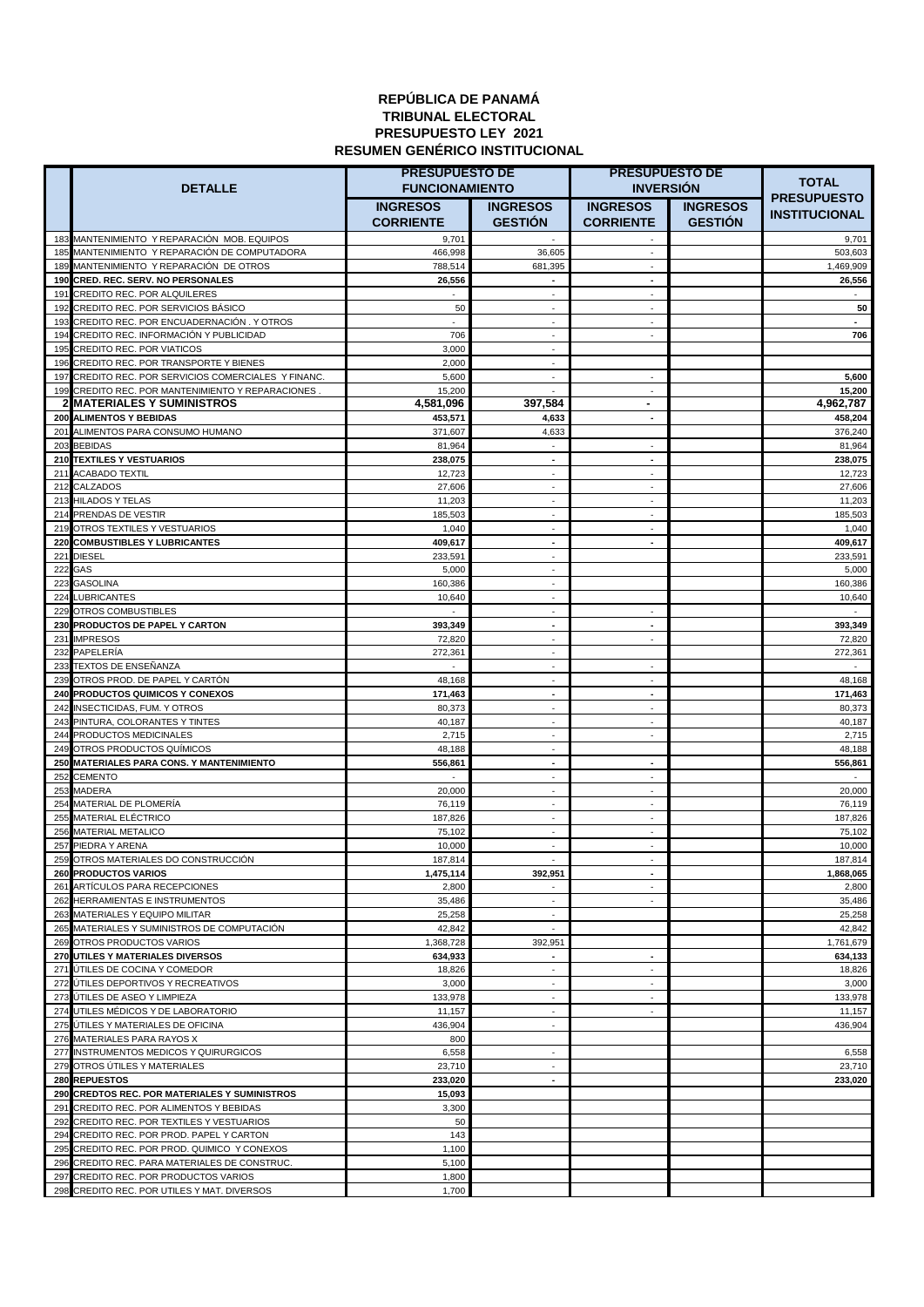**REPÚBLICA DE PANAMÁ**
**TRIBUNAL ELECTORAL**
**PRESUPUESTO LEY 2021**
**RESUMEN GENÉRICO INSTITUCIONAL**

| | DETALLE | PRESUPUESTO DE FUNCIONAMIENTO | | PRESUPUESTO DE INVERSIÓN | | TOTAL PRESUPUESTO INSTITUCIONAL |
|---|---|---|---|---|---|---|
| | | INGRESOS CORRIENTE | INGRESOS GESTIÓN | INGRESOS CORRIENTE | INGRESOS GESTIÓN | |
| 183 | MANTENIMIENTO Y REPARACIÓN MOB. EQUIPOS | 9,701 | - | - | | 9,701 |
| 185 | MANTENIMIENTO Y REPARACIÓN DE COMPUTADORA | 466,998 | 36,605 | - | | 503,603 |
| 189 | MANTENIMIENTO Y REPARACIÓN DE OTROS | 788,514 | 681,395 | - | | 1,469,909 |
| **190** | **CRED. REC. SERV. NO PERSONALES** | **26,556** | **-** | **-** | | **26,556** |
| 191 | CREDITO REC. POR ALQUILERES | - | - | - | | - |
| 192 | CREDITO REC. POR SERVICIOS BÁSICO | 50 | - | - | | **50** |
| 193 | CREDITO REC. POR ENCUADERNACIÓN . Y OTROS | - | - | - | | **-** |
| 194 | CREDITO REC. INFORMACIÓN Y PUBLICIDAD | 706 | - | - | | **706** |
| 195 | CREDITO REC. POR VIATICOS | 3,000 | - | | | |
| 196 | CREDITO REC. POR TRANSPORTE Y BIENES | 2,000 | - | | | |
| 197 | CREDITO REC. POR SERVICIOS COMERCIALES Y FINANC. | 5,600 | - | - | | **5,600** |
| 199 | CREDITO REC. POR MANTENIMIENTO Y REPARACIONES . | 15,200 | - | - | | **15,200** |
| **2** | **MATERIALES Y SUMINISTROS** | **4,581,096** | **397,584** | **-** | | **4,962,787** |
| **200** | **ALIMENTOS Y BEBIDAS** | **453,571** | **4,633** | **-** | | **458,204** |
| 201 | ALIMENTOS PARA CONSUMO HUMANO | 371,607 | 4,633 | | | 376,240 |
| 203 | BEBIDAS | 81,964 | - | - | | 81,964 |
| **210** | **TEXTILES Y VESTUARIOS** | **238,075** | **-** | **-** | | **238,075** |
| 211 | ACABADO TEXTIL | 12,723 | - | - | | 12,723 |
| 212 | CALZADOS | 27,606 | - | - | | 27,606 |
| 213 | HILADOS Y TELAS | 11,203 | - | - | | 11,203 |
| 214 | PRENDAS DE VESTIR | 185,503 | - | - | | 185,503 |
| 219 | OTROS TEXTILES Y VESTUARIOS | 1,040 | - | - | | 1,040 |
| **220** | **COMBUSTIBLES Y LUBRICANTES** | **409,617** | **-** | **-** | | **409,617** |
| 221 | DIESEL | 233,591 | - | | | 233,591 |
| 222 | GAS | 5,000 | - | | | 5,000 |
| 223 | GASOLINA | 160,386 | - | | | 160,386 |
| 224 | LUBRICANTES | 10,640 | - | | | 10,640 |
| 229 | OTROS COMBUSTIBLES | - | - | - | | - |
| **230** | **PRODUCTOS DE PAPEL Y CARTON** | **393,349** | **-** | **-** | | **393,349** |
| 231 | IMPRESOS | 72,820 | - | - | | 72,820 |
| 232 | PAPELERÍA | 272,361 | - | | | 272,361 |
| 233 | TEXTOS DE ENSEÑANZA | - | - | - | | - |
| 239 | OTROS PROD. DE PAPEL Y CARTÓN | 48,168 | - | - | | 48,168 |
| **240** | **PRODUCTOS QUIMICOS Y CONEXOS** | **171,463** | **-** | **-** | | **171,463** |
| 242 | INSECTICIDAS, FUM. Y OTROS | 80,373 | - | - | | 80,373 |
| 243 | PINTURA, COLORANTES Y TINTES | 40,187 | - | - | | 40,187 |
| 244 | PRODUCTOS MEDICINALES | 2,715 | - | - | | 2,715 |
| 249 | OTROS PRODUCTOS QUÍMICOS | 48,188 | - | | | 48,188 |
| **250** | **MATERIALES PARA CONS. Y MANTENIMIENTO** | **556,861** | **-** | **-** | | **556,861** |
| 252 | CEMENTO | - | - | - | | - |
| 253 | MADERA | 20,000 | - | - | | 20,000 |
| 254 | MATERIAL DE PLOMERÍA | 76,119 | - | - | | 76,119 |
| 255 | MATERIAL ELÉCTRICO | 187,826 | - | - | | 187,826 |
| 256 | MATERIAL METALICO | 75,102 | - | - | | 75,102 |
| 257 | PIEDRA Y ARENA | 10,000 | - | - | | 10,000 |
| 259 | OTROS MATERIALES DO CONSTRUCCIÓN | 187,814 | - | - | | 187,814 |
| **260** | **PRODUCTOS VARIOS** | **1,475,114** | **392,951** | **-** | | **1,868,065** |
| 261 | ARTÍCULOS PARA RECEPCIONES | 2,800 | - | - | | 2,800 |
| 262 | HERRAMIENTAS E INSTRUMENTOS | 35,486 | - | - | | 35,486 |
| 263 | MATERIALES Y EQUIPO MILITAR | 25,258 | - | | | 25,258 |
| 265 | MATERIALES Y SUMINISTROS DE COMPUTACIÓN | 42,842 | - | | | 42,842 |
| 269 | OTROS PRODUCTOS VARIOS | 1,368,728 | 392,951 | | | 1,761,679 |
| **270** | **UTILES Y MATERIALES DIVERSOS** | **634,933** | **-** | **-** | | **634,133** |
| 271 | ÚTILES DE COCINA Y COMEDOR | 18,826 | - | - | | 18,826 |
| 272 | ÚTILES DEPORTIVOS Y RECREATIVOS | 3,000 | - | - | | 3,000 |
| 273 | ÚTILES DE ASEO Y LIMPIEZA | 133,978 | - | - | | 133,978 |
| 274 | ÚTILES MÉDICOS Y DE LABORATORIO | 11,157 | - | - | | 11,157 |
| 275 | ÚTILES Y MATERIALES DE OFICINA | 436,904 | - | | | 436,904 |
| 276 | MATERIALES PARA RAYOS X | 800 | | | | |
| 277 | INSTRUMENTOS MEDICOS Y QUIRURGICOS | 6,558 | - | | | 6,558 |
| 279 | OTROS ÚTILES Y MATERIALES | 23,710 | - | | | 23,710 |
| **280** | **REPUESTOS** | **233,020** | **-** | | | **233,020** |
| **290** | **CREDTOS REC. POR MATERIALES Y SUMINISTROS** | **15,093** | | | | |
| 291 | CREDITO REC. POR ALIMENTOS Y BEBIDAS | 3,300 | | | | |
| 292 | CREDITO REC. POR TEXTILES Y VESTUARIOS | 50 | | | | |
| 294 | CREDITO REC. POR PROD. PAPEL Y CARTON | 143 | | | | |
| 295 | CREDITO REC. POR PROD. QUIMICO Y CONEXOS | 1,100 | | | | |
| 296 | CREDITO REC. PARA MATERIALES DE CONSTRUC. | 5,100 | | | | |
| 297 | CREDITO REC. POR PRODUCTOS VARIOS | 1,800 | | | | |
| 298 | CREDITO REC. POR UTILES Y MAT. DIVERSOS | 1,700 | | | | |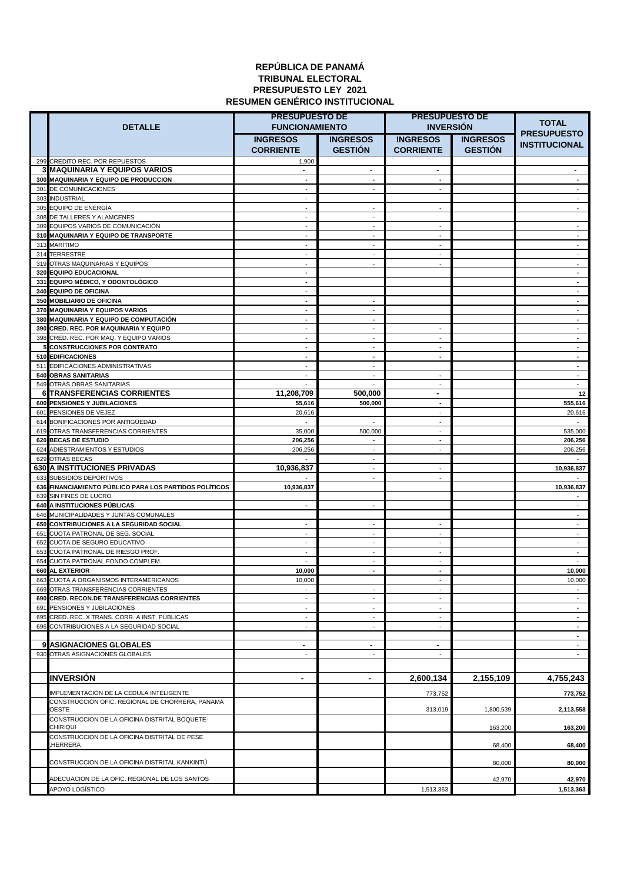**REPÚBLICA DE PANAMÁ**
**TRIBUNAL ELECTORAL**
**PRESUPUESTO LEY 2021**
**RESUMEN GENÉRICO INSTITUCIONAL**

| | DETALLE | PRESUPUESTO DE FUNCIONAMIENTO | | PRESUPUESTO DE INVERSIÓN | | TOTAL PRESUPUESTO INSTITUCIONAL |
|---|---|---|---|---|---|---|
| | | INGRESOS CORRIENTE | INGRESOS GESTIÓN | INGRESOS CORRIENTE | INGRESOS GESTIÓN | |
| 299 | CREDITO REC. POR REPUESTOS | 1,900 | | | | |
| **3** | **MAQUINARIA Y EQUIPOS VARIOS** | - | - | - | | - |
| **300** | **MAQUINARIA Y EQUIPO DE PRODUCCION** | - | - | - | | - |
| 301 | DE COMUNICACIONES | - | - | - | | - |
| 303 | INDUSTRIAL | - | | | | - |
| 305 | EQUIPO DE ENERGÍA | - | - | - | | - |
| 308 | DE TALLERES Y ALAMCENES | - | - | | | |
| 309 | EQUIPOS VARIOS DE COMUNICACIÓN | - | - | - | | - |
| **310** | **MAQUINARIA Y EQUIPO DE TRANSPORTE** | - | - | - | | - |
| 313 | MARÍTIMO | - | - | - | | - |
| 314 | TERRESTRE | - | - | - | | - |
| 319 | OTRAS MAQUINARIAS Y EQUIPOS | - | - | - | | - |
| **320** | **EQUIPO EDUCACIONAL** | - | | | | - |
| **331** | **EQUIPO MÉDICO, Y ODONTOLÓGICO** | - | | | | - |
| **340** | **EQUIPO DE OFICINA** | - | | | | - |
| **350** | **MOBILIARIO DE OFICINA** | - | - | | | - |
| **370** | **MAQUINARIA Y EQUIPOS VARIOS** | - | - | | | - |
| **380** | **MAQUINARIA Y EQUIPO DE COMPUTACIÓN** | - | - | | | - |
| **390** | **CRED. REC. POR MAQUINARIA Y EQUIPO** | - | - | - | | - |
| 398 | CRED. REC. POR MAQ. Y EQUIPO VARIOS | - | - | - | | - |
| **5** | **CONSTRUCCIONES POR CONTRATO** | - | - | - | | - |
| **510** | **EDIFICACIONES** | - | - | - | | - |
| 511 | EDIFICACIONES ADMINISTRATIVAS | - | - | | | - |
| **540** | **OBRAS SANITARIAS** | - | - | - | | - |
| 549 | OTRAS OBRAS SANITARIAS | - | - | - | | - |
| **6** | **TRANSFERENCIAS CORRIENTES** | **11,208,709** | **500,000** | - | | 12 |
| **600** | **PENSIONES Y JUBILACIONES** | **55,616** | **500,000** | - | | **555,616** |
| 601 | PENSIONES DE VEJEZ | 20,616 | | - | | 20,616 |
| 614 | BONIFICACIONES POR ANTIGÜEDAD | - | - | - | | - |
| 619 | OTRAS TRANSFERENCIAS CORRIENTES | 35,000 | 500,000 | - | | 535,000 |
| **620** | **BECAS DE ESTUDIO** | **206,256** | - | - | | **206,256** |
| 624 | ADIESTRAMIENTOS Y ESTUDIOS | 206,256 | - | - | | 206,256 |
| 629 | OTRAS BECAS | - | - | | | - |
| **630** | **A INSTITUCIONES PRIVADAS** | **10,936,837** | - | - | | **10,936,837** |
| 633 | SUBSIDIOS DEPORTIVOS | - | - | - | | - |
| **636** | **FINANCIAMIENTO PÚBLICO PARA LOS PARTIDOS POLÍTICOS** | **10,936,837** | | | | **10,936,837** |
| 639 | SIN FINES DE LUCRO | | | | | - |
| **640** | **A INSTITUCIONES PÚBLICAS** | - | - | | | - |
| 646 | MUNICIPALIDADES Y JUNTAS COMUNALES | | | | | - |
| **650** | **CONTRIBUCIONES A LA SEGURIDAD SOCIAL** | - | - | - | | - |
| 651 | CUOTA PATRONAL DE SEG. SOCIAL | - | - | - | | - |
| 652 | CUOTA DE SEGURO EDUCATIVO | - | - | - | | - |
| 653 | CUOTA PATRONAL DE RIESGO PROF. | - | - | - | | - |
| 654 | CUOTA PATRONAL FONDO COMPLEM. | - | - | - | | - |
| **660** | **AL EXTERIOR** | **10,000** | - | - | | **10,000** |
| 663 | CUOTA A ORGANISMOS INTERAMERICANOS | 10,000 | | - | | 10,000 |
| 669 | OTRAS TRANSFERENCIAS CORRIENTES | - | - | - | | - |
| **690** | **CRED. RECON.DE TRANSFERENCIAS CORRIENTES** | - | - | - | | - |
| 691 | PENSIONES Y JUBILACIONES | - | - | - | | - |
| 695 | CRED. REC. X TRANS. CORR. A INST. PÚBLICAS | - | - | - | | - |
| 696 | CONTRIBUCIONES A LA SEGURIDAD SOCIAL | - | - | - | | - |
| | | | | | | - |
| **9** | **ASIGNACIONES GLOBALES** | - | - | - | | - |
| 930 | OTRAS ASIGNACIONES GLOBALES | - | - | - | | - |
| | | | | | | |
| | **INVERSIÓN** | - | - | **2,600,134** | **2,155,109** | **4,755,243** |
| | IMPLEMENTACIÓN DE LA CEDULA INTELIGENTE | | | 773,752 | | **773,752** |
| | CONSTRUCCIÓN OFIC. REGIONAL DE CHORRERA, PANAMÁ OESTE | | | 313,019 | 1,800,539 | **2,113,558** |
| | CONSTRUCCION DE LA OFICINA DISTRITAL BOQUETE-CHIRIQUI | | | | 163,200 | **163,200** |
| | CONSTRUCCION DE LA OFICINA DISTRITAL DE PESE ,HERRERA | | | | 68,400 | **68,400** |
| | CONSTRUCCION DE LA OFICINA DISTRITAL KANKINTÚ | | | | 80,000 | **80,000** |
| | ADECUACION DE LA OFIC. REGIONAL DE LOS SANTOS | | | | 42,970 | **42,970** |
| | APOYO LOGÍSTICO | | | 1,513,363 | | **1,513,363** |